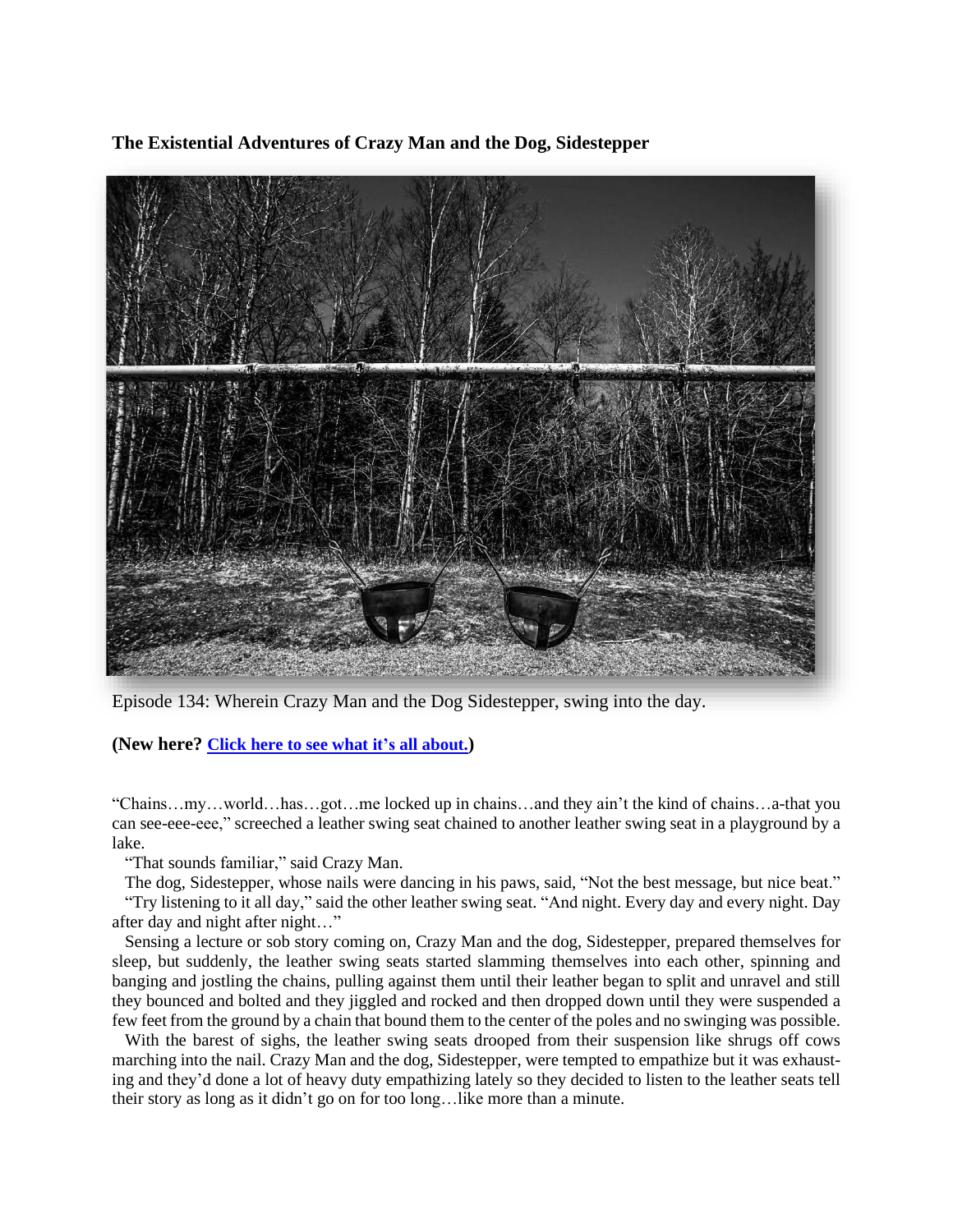**The Existential Adventures of Crazy Man and the Dog, Sidestepper**

Episode 134: Wherein Crazy Man and the Dog Sidestepper, swing into the day.

**(New here? Click here to see what it's all about.)**

"Chains…my…world…has…got…me locked up in chains…and they ain't the kind of chains…a-that you can see-eee-eee," screeched a leather swing seat chained to another leather swing seat in a playground by a lake.

"That sounds familiar," said Crazy Man.

The dog, Sidestepper, whose nails were dancing in his paws, said, "Not the best message, but nice beat."

"Try listening to it all day," said the other leather swing seat. "And night. Every day and every night. Day after day and night after night…"

Sensing a lecture or sob story coming on, Crazy Man and the dog, Sidestepper, prepared themselves for sleep, but suddenly, the leather swing seats started slamming themselves into each other, spinning and banging and jostling the chains, pulling against them until their leather began to split and unravel and still they bounced and bolted and they jiggled and rocked and then dropped down until they were suspended a few feet from the ground by a chain that bound them to the center of the poles and no swinging was possible.

With the barest of sighs, the leather swing seats drooped from their suspension like shrugs off cows marching into the nail. Crazy Man and the dog, Sidestepper, were tempted to empathize but it was exhausting and they'd done a lot of heavy duty empathizing lately so they decided to listen to the leather seats tell their story as long as it didn't go on for too long…like more than a minute.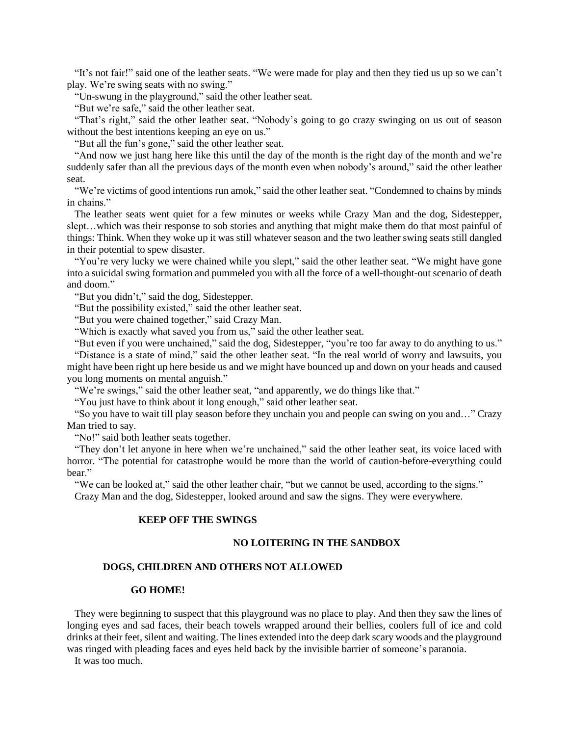"It's not fair!" said one of the leather seats. "We were made for play and then they tied us up so we can't play. We're swing seats with no swing."

"Un-swung in the playground," said the other leather seat.

"But we're safe," said the other leather seat.

"That's right," said the other leather seat. "Nobody's going to go crazy swinging on us out of season without the best intentions keeping an eye on us."

"But all the fun's gone," said the other leather seat.

"And now we just hang here like this until the day of the month is the right day of the month and we're suddenly safer than all the previous days of the month even when nobody's around," said the other leather seat.

"We're victims of good intentions run amok," said the other leather seat. "Condemned to chains by minds in chains."

The leather seats went quiet for a few minutes or weeks while Crazy Man and the dog, Sidestepper, slept…which was their response to sob stories and anything that might make them do that most painful of things: Think. When they woke up it was still whatever season and the two leather swing seats still dangled in their potential to spew disaster.

"You're very lucky we were chained while you slept," said the other leather seat. "We might have gone into a suicidal swing formation and pummeled you with all the force of a well-thought-out scenario of death and doom."

"But you didn't," said the dog, Sidestepper.

"But the possibility existed," said the other leather seat.

"But you were chained together," said Crazy Man.

"Which is exactly what saved you from us," said the other leather seat.

"But even if you were unchained," said the dog, Sidestepper, "you're too far away to do anything to us."

"Distance is a state of mind," said the other leather seat. "In the real world of worry and lawsuits, you might have been right up here beside us and we might have bounced up and down on your heads and caused you long moments on mental anguish."

"We're swings," said the other leather seat, "and apparently, we do things like that."

"You just have to think about it long enough," said other leather seat.

"So you have to wait till play season before they unchain you and people can swing on you and…" Crazy Man tried to say.

"No!" said both leather seats together.

"They don't let anyone in here when we're unchained," said the other leather seat, its voice laced with horror. "The potential for catastrophe would be more than the world of caution-before-everything could bear."

"We can be looked at," said the other leather chair, "but we cannot be used, according to the signs."

Crazy Man and the dog, Sidestepper, looked around and saw the signs. They were everywhere.

**KEEP OFF THE SWINGS**

**NO LOITERING IN THE SANDBOX**

**DOGS, CHILDREN AND OTHERS NOT ALLOWED**

**GO HOME!**

They were beginning to suspect that this playground was no place to play. And then they saw the lines of longing eyes and sad faces, their beach towels wrapped around their bellies, coolers full of ice and cold drinks at their feet, silent and waiting. The lines extended into the deep dark scary woods and the playground was ringed with pleading faces and eyes held back by the invisible barrier of someone's paranoia.

It was too much.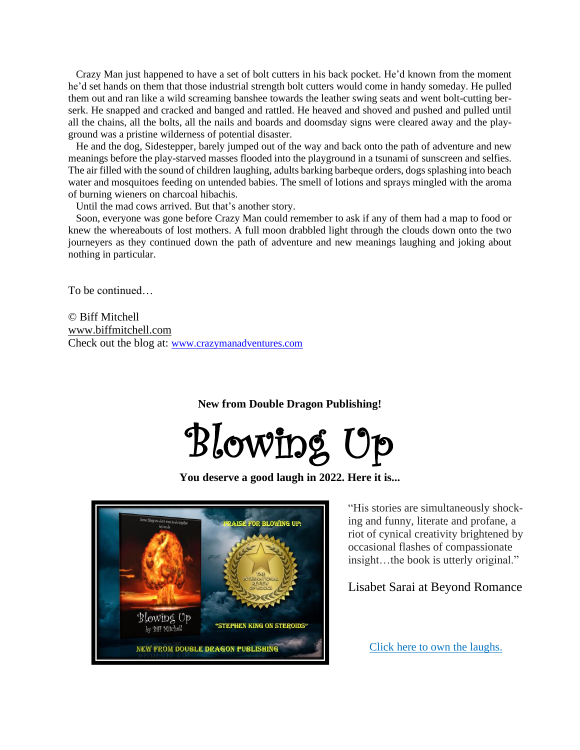Crazy Man just happened to have a set of bolt cutters in his back pocket. He'd known from the moment he'd set hands on them that those industrial strength bolt cutters would come in handy someday. He pulled them out and ran like a wild screaming banshee towards the leather swing seats and went bolt-cutting berserk. He snapped and cracked and banged and rattled. He heaved and shoved and pushed and pulled until all the chains, all the bolts, all the nails and boards and doomsday signs were cleared away and the playground was a pristine wilderness of potential disaster.

He and the dog, Sidestepper, barely jumped out of the way and back onto the path of adventure and new meanings before the play-starved masses flooded into the playground in a tsunami of sunscreen and selfies. The air filled with the sound of children laughing, adults barking barbeque orders, dogs splashing into beach water and mosquitoes feeding on untended babies. The smell of lotions and sprays mingled with the aroma of burning wieners on charcoal hibachis.

Until the mad cows arrived. But that's another story.

Soon, everyone was gone before Crazy Man could remember to ask if any of them had a map to food or knew the whereabouts of lost mothers. A full moon drabbled light through the clouds down onto the two journeyers as they continued down the path of adventure and new meanings laughing and joking about nothing in particular.

To be continued…

© Biff Mitchell
www.biffmitchell.com
Check out the blog at: www.crazymanadventures.com

**New from Double Dragon Publishing!**

# Blowing Up

**You deserve a good laugh in 2022. Here it is...**

"His stories are simultaneously shocking and funny, literate and profane, a riot of cynical creativity brightened by occasional flashes of compassionate insight…the book is utterly original."

Lisabet Sarai at Beyond Romance

Click here to own the laughs.